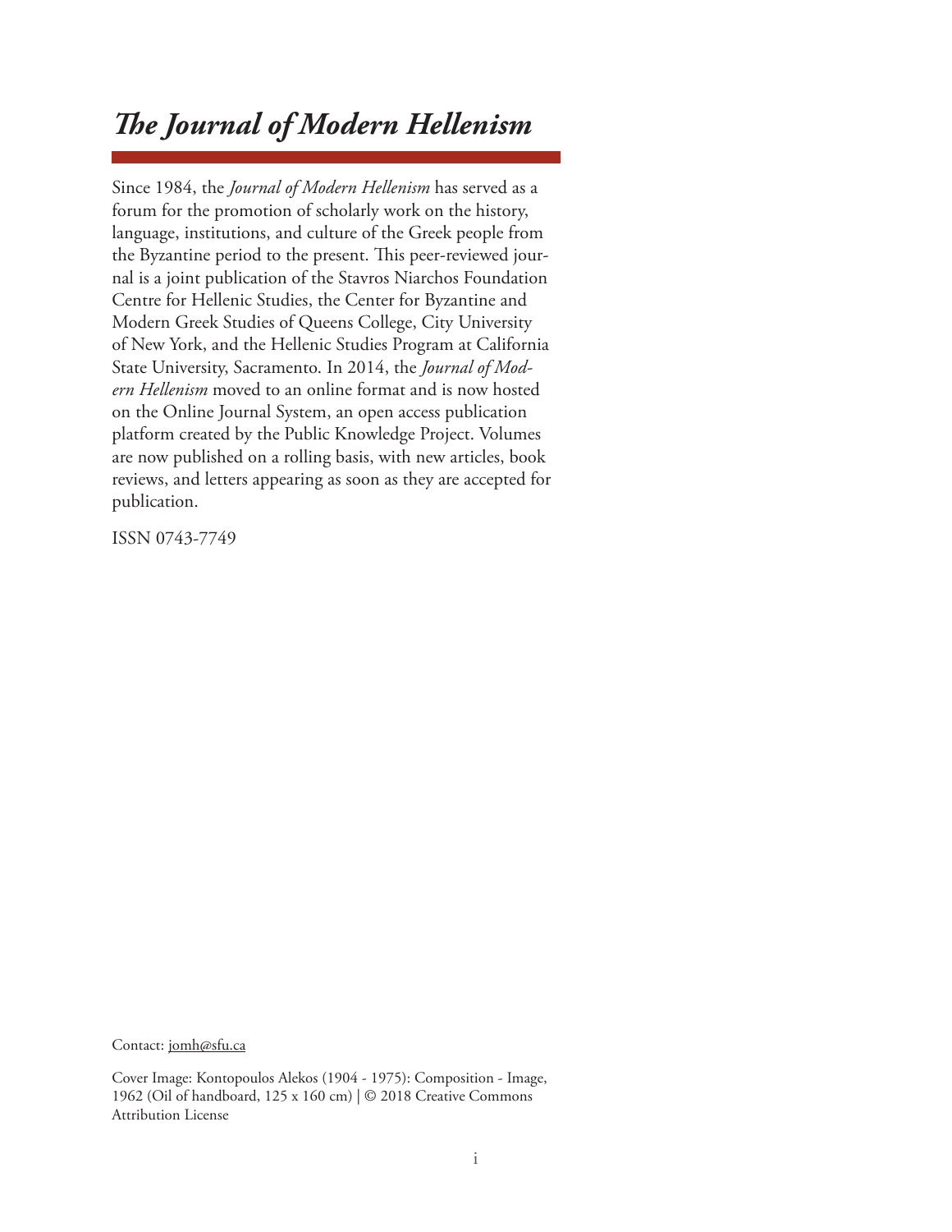# *The Journal of Modern Hellenism*

Since 1984, the *Journal of Modern Hellenism* has served as a forum for the promotion of scholarly work on the history, language, institutions, and culture of the Greek people from the Byzantine period to the present. This peer-reviewed journal is a joint publication of the Stavros Niarchos Foundation Centre for Hellenic Studies, the Center for Byzantine and Modern Greek Studies of Queens College, City University of New York, and the Hellenic Studies Program at California State University, Sacramento. In 2014, the *Journal of Modern Hellenism* moved to an online format and is now hosted on the Online Journal System, an open access publication platform created by the Public Knowledge Project. Volumes are now published on a rolling basis, with new articles, book reviews, and letters appearing as soon as they are accepted for publication.

ISSN 0743-7749

Contact: jomh@sfu.ca

Cover Image: Kontopoulos Alekos (1904 - 1975): Composition - Image, 1962 (Oil of handboard, 125 x 160 cm) | © 2018 Creative Commons Attribution License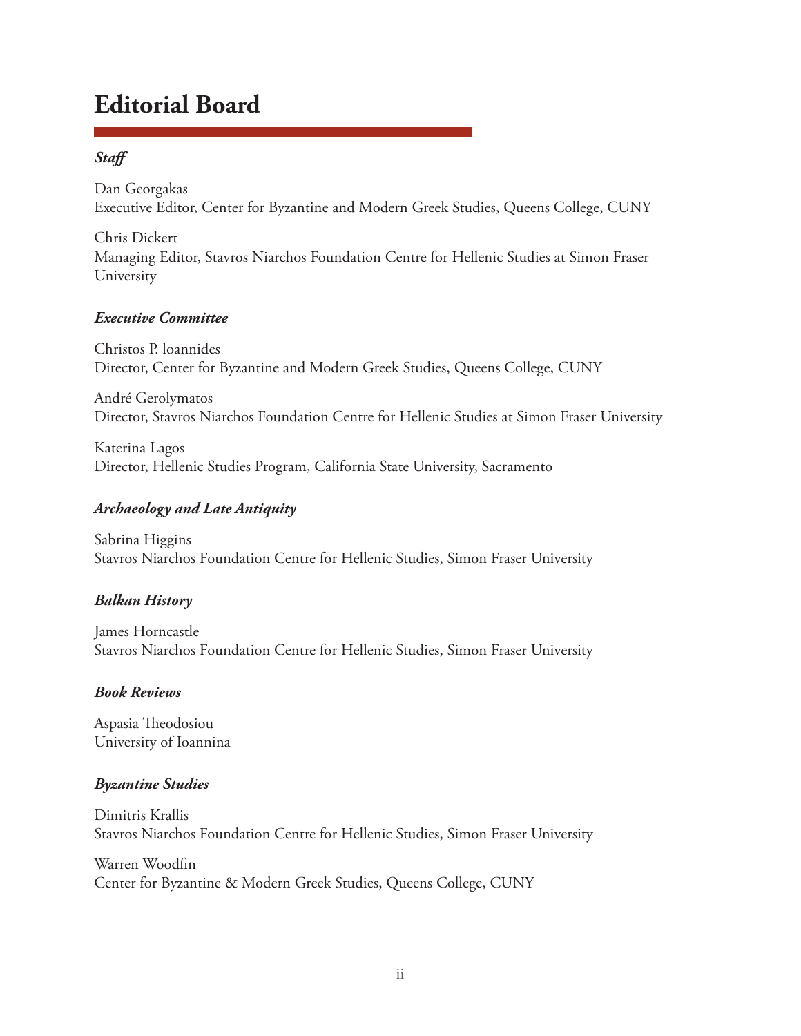# Editorial Board

### *Staff*

Dan Georgakas
Executive Editor, Center for Byzantine and Modern Greek Studies, Queens College, CUNY

Chris Dickert
Managing Editor, Stavros Niarchos Foundation Centre for Hellenic Studies at Simon Fraser University

### *Executive Committee*

Christos P. Ioannides
Director, Center for Byzantine and Modern Greek Studies, Queens College, CUNY

André Gerolymatos
Director, Stavros Niarchos Foundation Centre for Hellenic Studies at Simon Fraser University

Katerina Lagos
Director, Hellenic Studies Program, California State University, Sacramento

### *Archaeology and Late Antiquity*

Sabrina Higgins
Stavros Niarchos Foundation Centre for Hellenic Studies, Simon Fraser University

### *Balkan History*

James Horncastle
Stavros Niarchos Foundation Centre for Hellenic Studies, Simon Fraser University

### *Book Reviews*

Aspasia Theodosiou
University of Ioannina

### *Byzantine Studies*

Dimitris Krallis
Stavros Niarchos Foundation Centre for Hellenic Studies, Simon Fraser University

Warren Woodfin
Center for Byzantine & Modern Greek Studies, Queens College, CUNY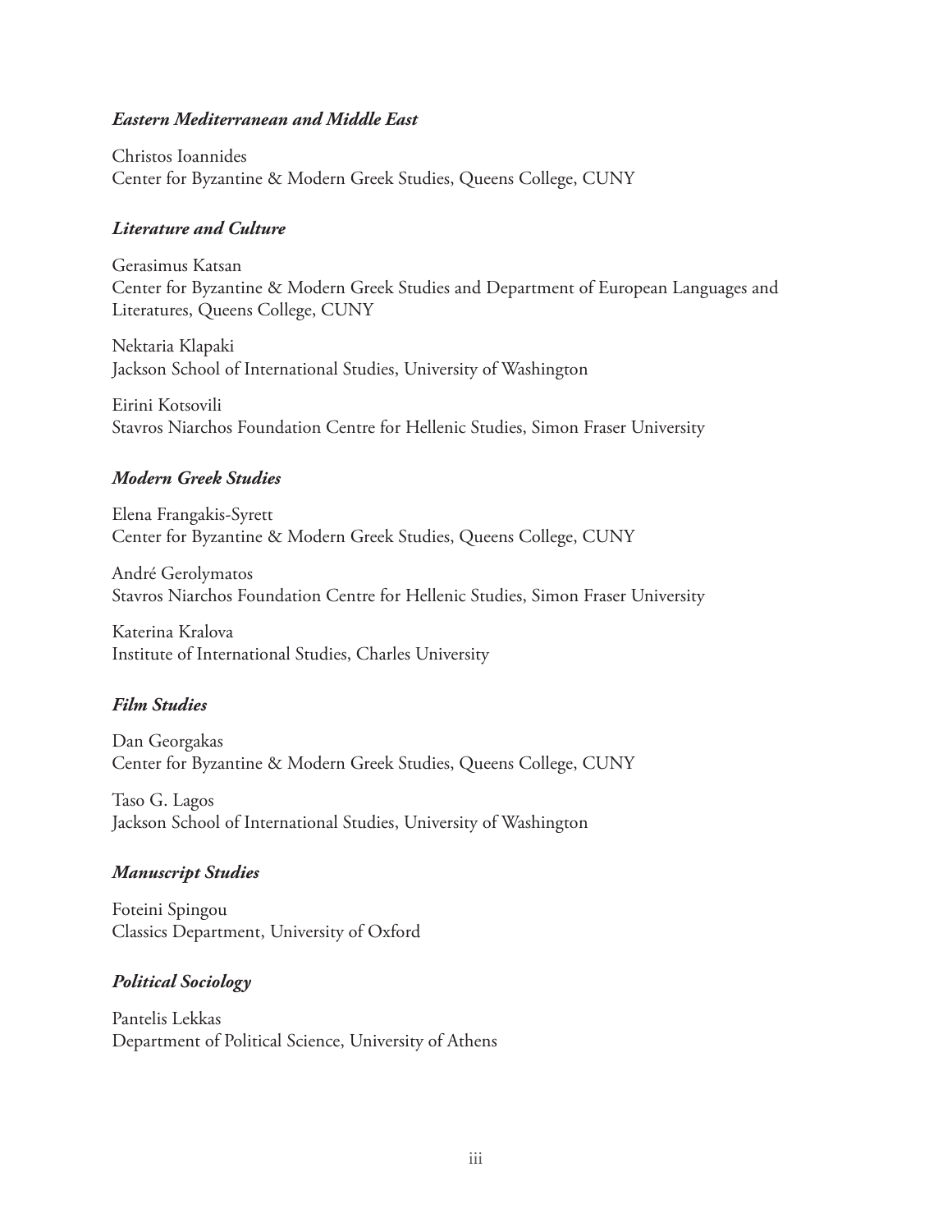***Eastern Mediterranean and Middle East***

Christos Ioannides
Center for Byzantine & Modern Greek Studies, Queens College, CUNY

***Literature and Culture***

Gerasimus Katsan
Center for Byzantine & Modern Greek Studies and Department of European Languages and Literatures, Queens College, CUNY

Nektaria Klapaki
Jackson School of International Studies, University of Washington

Eirini Kotsovili
Stavros Niarchos Foundation Centre for Hellenic Studies, Simon Fraser University

***Modern Greek Studies***

Elena Frangakis-Syrett
Center for Byzantine & Modern Greek Studies, Queens College, CUNY

André Gerolymatos
Stavros Niarchos Foundation Centre for Hellenic Studies, Simon Fraser University

Katerina Kralova
Institute of International Studies, Charles University

***Film Studies***

Dan Georgakas
Center for Byzantine & Modern Greek Studies, Queens College, CUNY

Taso G. Lagos
Jackson School of International Studies, University of Washington

***Manuscript Studies***

Foteini Spingou
Classics Department, University of Oxford

***Political Sociology***

Pantelis Lekkas
Department of Political Science, University of Athens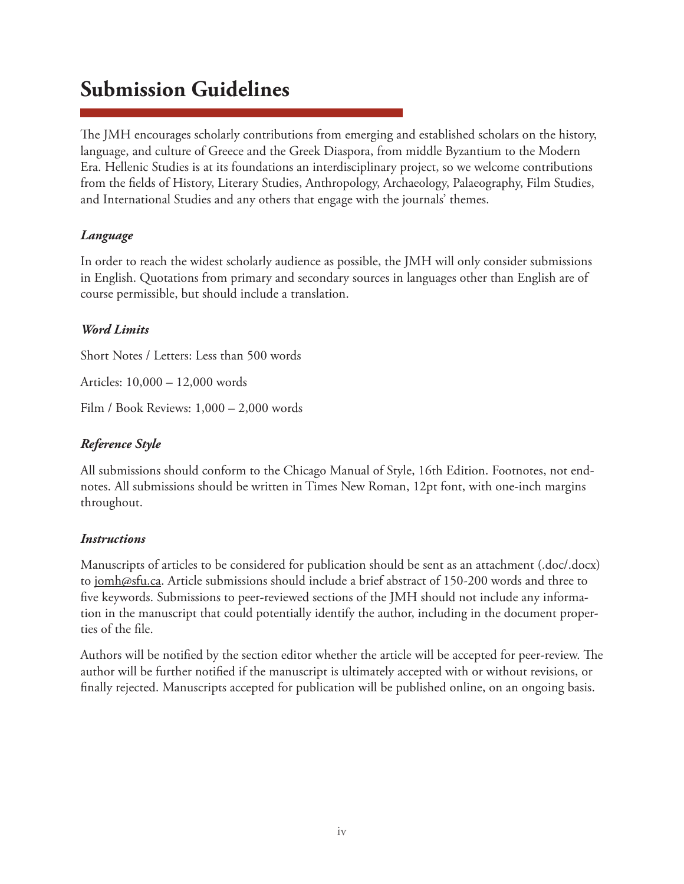# Submission Guidelines

The JMH encourages scholarly contributions from emerging and established scholars on the history, language, and culture of Greece and the Greek Diaspora, from middle Byzantium to the Modern Era. Hellenic Studies is at its foundations an interdisciplinary project, so we welcome contributions from the fields of History, Literary Studies, Anthropology, Archaeology, Palaeography, Film Studies, and International Studies and any others that engage with the journals' themes.

### *Language*

In order to reach the widest scholarly audience as possible, the JMH will only consider submissions in English. Quotations from primary and secondary sources in languages other than English are of course permissible, but should include a translation.

### *Word Limits*

Short Notes / Letters: Less than 500 words

Articles: 10,000 – 12,000 words

Film / Book Reviews: 1,000 – 2,000 words

### *Reference Style*

All submissions should conform to the Chicago Manual of Style, 16th Edition. Footnotes, not endnotes. All submissions should be written in Times New Roman, 12pt font, with one-inch margins throughout.

### *Instructions*

Manuscripts of articles to be considered for publication should be sent as an attachment (.doc/.docx) to jomh@sfu.ca. Article submissions should include a brief abstract of 150-200 words and three to five keywords. Submissions to peer-reviewed sections of the JMH should not include any information in the manuscript that could potentially identify the author, including in the document properties of the file.

Authors will be notified by the section editor whether the article will be accepted for peer-review. The author will be further notified if the manuscript is ultimately accepted with or without revisions, or finally rejected. Manuscripts accepted for publication will be published online, on an ongoing basis.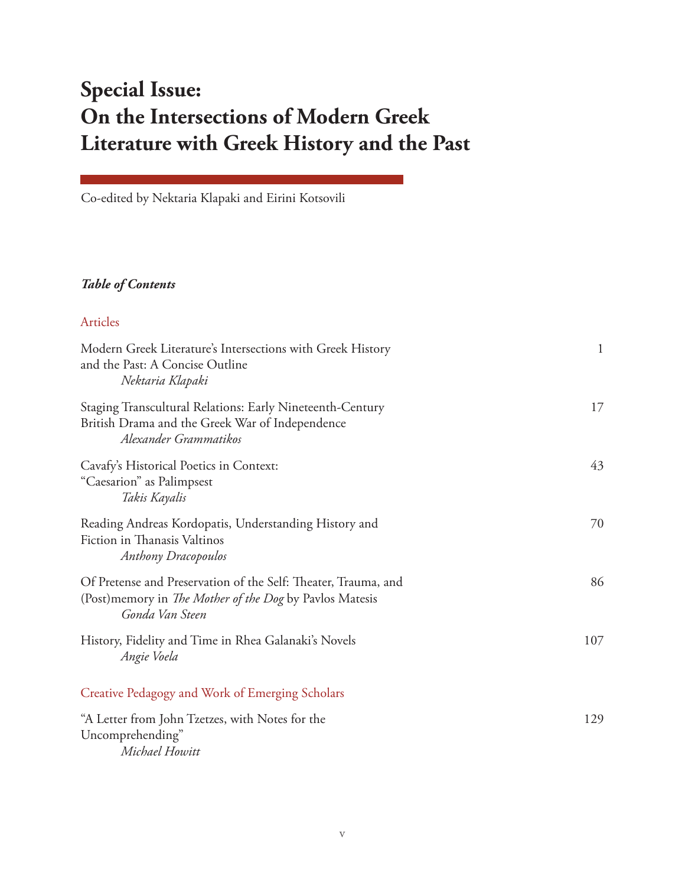# Special Issue: On the Intersections of Modern Greek Literature with Greek History and the Past

Co-edited by Nektaria Klapaki and Eirini Kotsovili

### *Table of Contents*

## Articles

| | |
|---|---|
| Modern Greek Literature's Intersections with Greek History and the Past: A Concise Outline<br>*Nektaria Klapaki* | 1 |
| Staging Transcultural Relations: Early Nineteenth-Century British Drama and the Greek War of Independence<br>*Alexander Grammatikos* | 17 |
| Cavafy's Historical Poetics in Context: "Caesarion" as Palimpsest<br>*Takis Kayalis* | 43 |
| Reading Andreas Kordopatis, Understanding History and Fiction in Thanasis Valtinos<br>*Anthony Dracopoulos* | 70 |
| Of Pretense and Preservation of the Self: Theater, Trauma, and (Post)memory in *The Mother of the Dog* by Pavlos Matesis<br>*Gonda Van Steen* | 86 |
| History, Fidelity and Time in Rhea Galanaki's Novels<br>*Angie Voela* | 107 |

## Creative Pedagogy and Work of Emerging Scholars

| | |
|---|---|
| "A Letter from John Tzetzes, with Notes for the Uncomprehending"<br>*Michael Howitt* | 129 |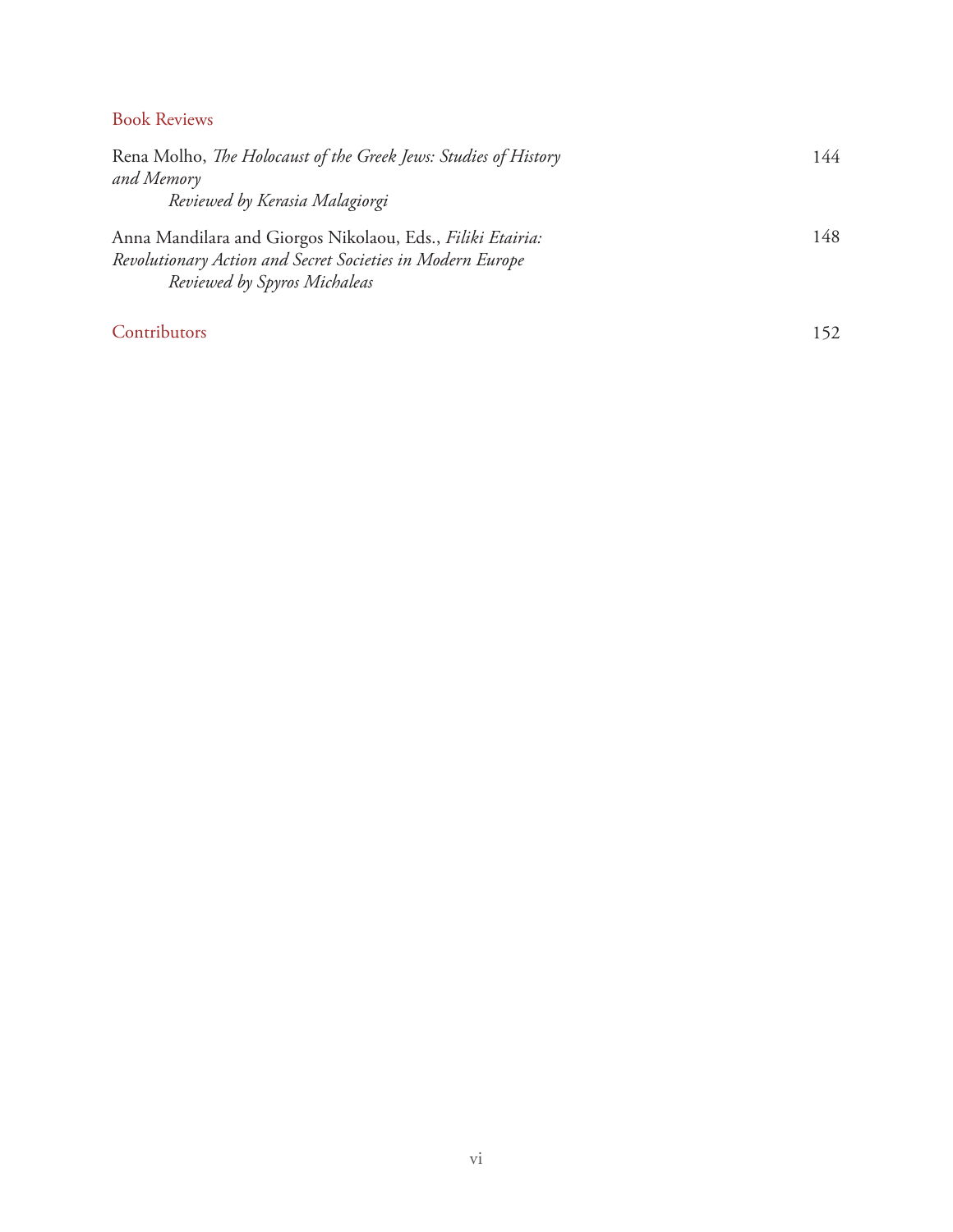## Book Reviews

Rena Molho, *The Holocaust of the Greek Jews: Studies of History and Memory* 144
*Reviewed by Kerasia Malagiorgi*

Anna Mandilara and Giorgos Nikolaou, Eds., *Filiki Etairia: Revolutionary Action and Secret Societies in Modern Europe* 148
*Reviewed by Spyros Michaleas*

## Contributors 152